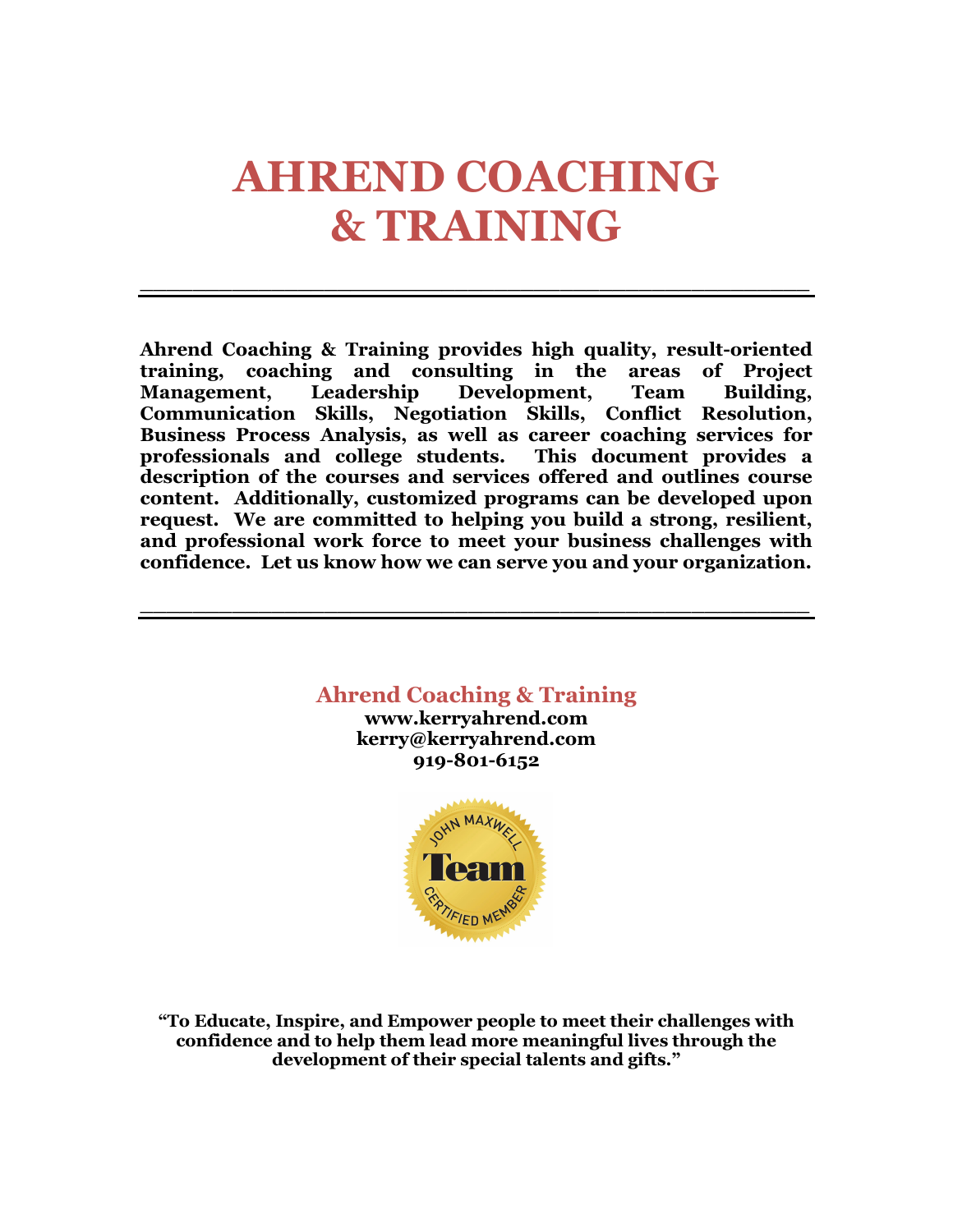# AHREND COACHING & TRAINING

---

**Ahrend Coaching & Training provides high quality, result-oriented training, coaching and consulting in the areas of Project Management, Leadership Development, Team Building, Communication Skills, Negotiation Skills, Conflict Resolution, Business Process Analysis, as well as career coaching services for professionals and college students. This document provides a description of the courses and services offered and outlines course content. Additionally, customized programs can be developed upon request. We are committed to helping you build a strong, resilient, and professional work force to meet your business challenges with confidence. Let us know how we can serve you and your organization.**

---

## Ahrend Coaching & Training

**www.kerryahrend.com**
**kerry@kerryahrend.com**
**919-801-6152**

JOHN MAXWELL Team CERTIFIED MEMBER

**"To Educate, Inspire, and Empower people to meet their challenges with confidence and to help them lead more meaningful lives through the development of their special talents and gifts."**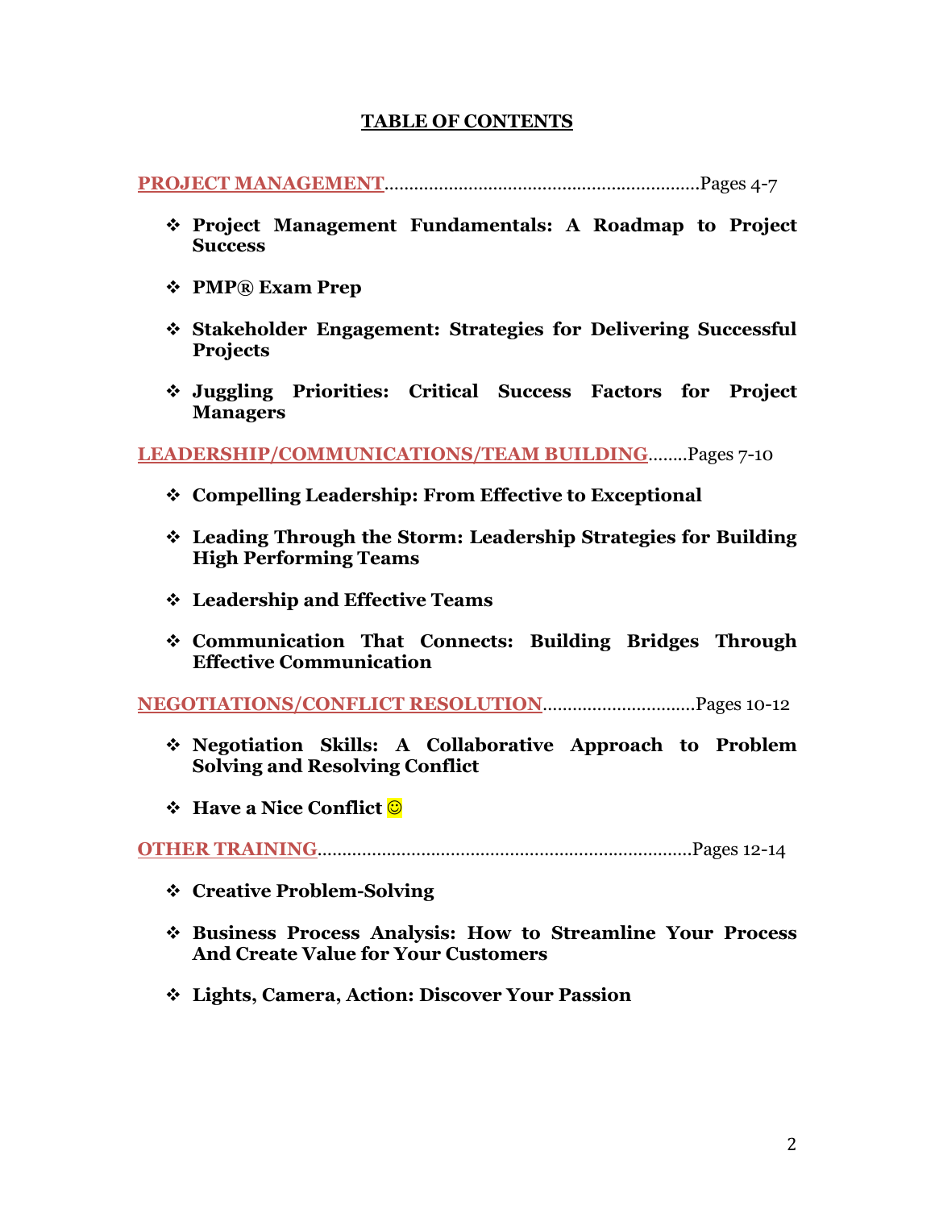# TABLE OF CONTENTS

**PROJECT MANAGEMENT**.................................................................Pages 4-7

- **Project Management Fundamentals: A Roadmap to Project Success**
- **PMP® Exam Prep**
- **Stakeholder Engagement: Strategies for Delivering Successful Projects**
- **Juggling Priorities: Critical Success Factors for Project Managers**

**LEADERSHIP/COMMUNICATIONS/TEAM BUILDING**........Pages 7-10

- **Compelling Leadership: From Effective to Exceptional**
- **Leading Through the Storm: Leadership Strategies for Building High Performing Teams**
- **Leadership and Effective Teams**
- **Communication That Connects: Building Bridges Through Effective Communication**

**NEGOTIATIONS/CONFLICT RESOLUTION**..............................Pages 10-12

- **Negotiation Skills: A Collaborative Approach to Problem Solving and Resolving Conflict**
- **Have a Nice Conflict** ☺

**OTHER TRAINING**...........................................................................Pages 12-14

- **Creative Problem-Solving**
- **Business Process Analysis: How to Streamline Your Process And Create Value for Your Customers**
- **Lights, Camera, Action: Discover Your Passion**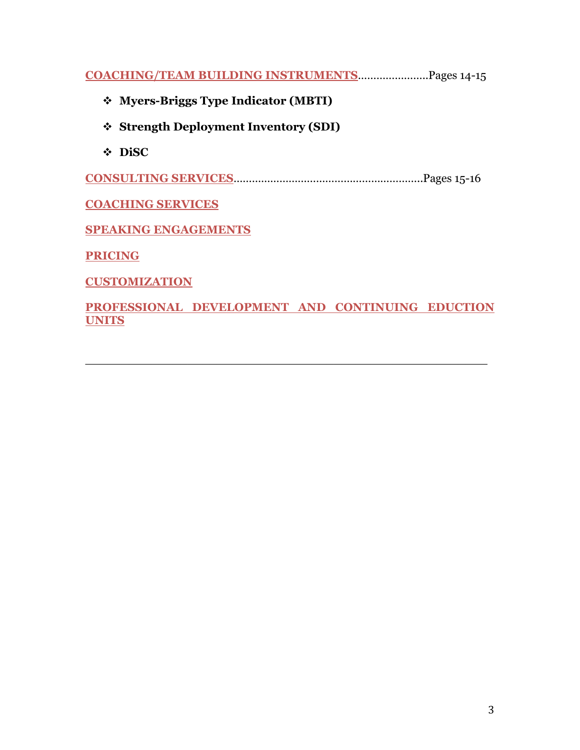**COACHING/TEAM BUILDING INSTRUMENTS**.......................Pages 14-15

- **Myers-Briggs Type Indicator (MBTI)**
- **Strength Deployment Inventory (SDI)**
- **DiSC**

**CONSULTING SERVICES**..............................................................Pages 15-16

**COACHING SERVICES**

**SPEAKING ENGAGEMENTS**

**PRICING**

**CUSTOMIZATION**

**PROFESSIONAL DEVELOPMENT AND CONTINUING EDUCTION UNITS**

---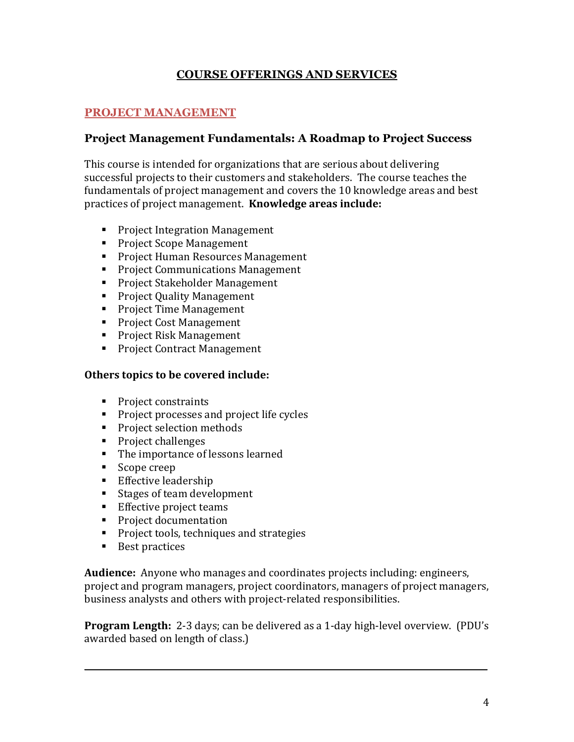# COURSE OFFERINGS AND SERVICES

## PROJECT MANAGEMENT

### Project Management Fundamentals: A Roadmap to Project Success

This course is intended for organizations that are serious about delivering successful projects to their customers and stakeholders. The course teaches the fundamentals of project management and covers the 10 knowledge areas and best practices of project management. **Knowledge areas include:**

- Project Integration Management
- Project Scope Management
- Project Human Resources Management
- Project Communications Management
- Project Stakeholder Management
- Project Quality Management
- Project Time Management
- Project Cost Management
- Project Risk Management
- Project Contract Management

**Others topics to be covered include:**

- Project constraints
- Project processes and project life cycles
- Project selection methods
- Project challenges
- The importance of lessons learned
- Scope creep
- Effective leadership
- Stages of team development
- Effective project teams
- Project documentation
- Project tools, techniques and strategies
- Best practices

**Audience:** Anyone who manages and coordinates projects including: engineers, project and program managers, project coordinators, managers of project managers, business analysts and others with project-related responsibilities.

**Program Length:** 2-3 days; can be delivered as a 1-day high-level overview. (PDU's awarded based on length of class.)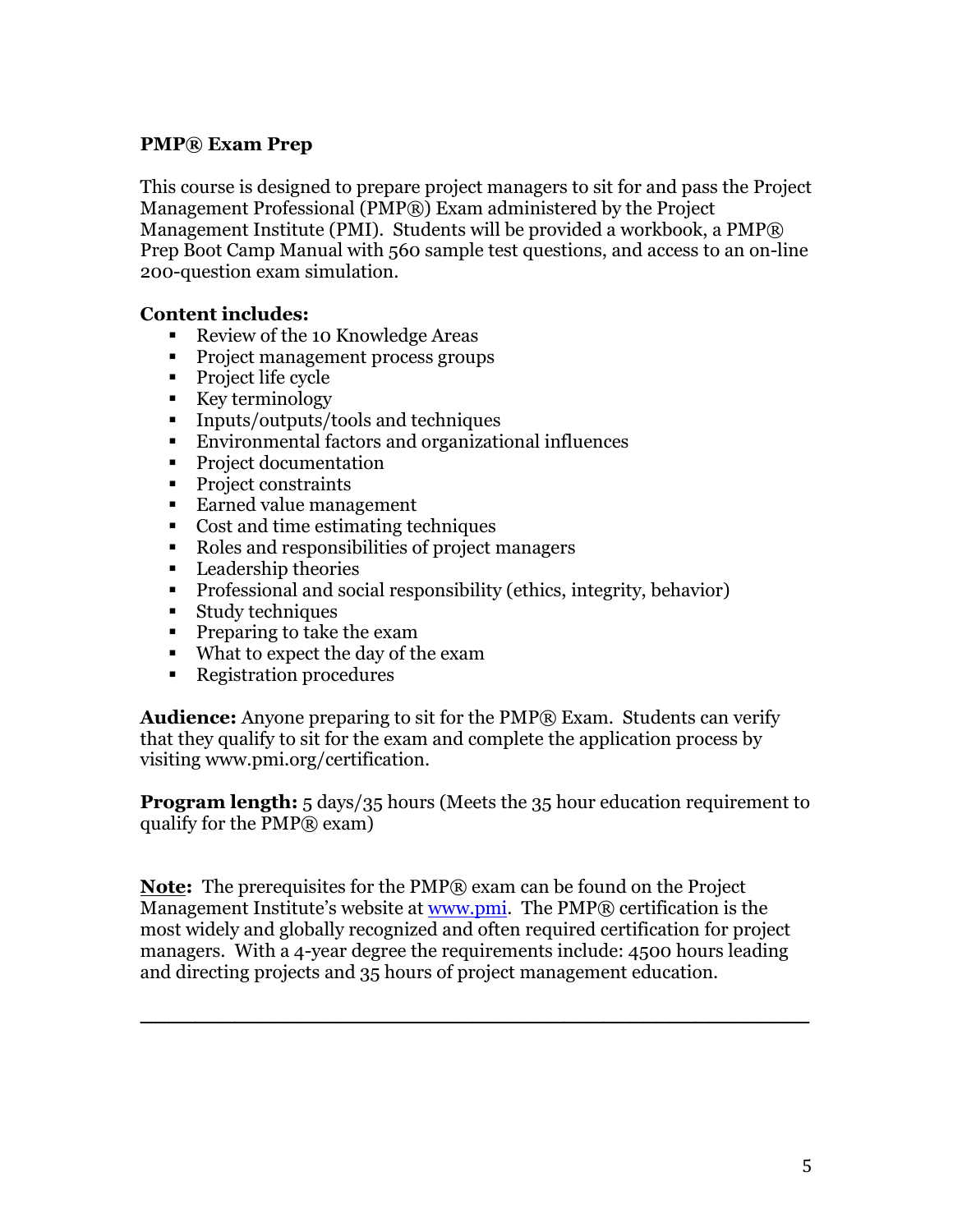**PMP® Exam Prep**

This course is designed to prepare project managers to sit for and pass the Project Management Professional (PMP®) Exam administered by the Project Management Institute (PMI). Students will be provided a workbook, a PMP® Prep Boot Camp Manual with 560 sample test questions, and access to an on-line 200-question exam simulation.

**Content includes:**

- Review of the 10 Knowledge Areas
- Project management process groups
- Project life cycle
- Key terminology
- Inputs/outputs/tools and techniques
- Environmental factors and organizational influences
- Project documentation
- Project constraints
- Earned value management
- Cost and time estimating techniques
- Roles and responsibilities of project managers
- Leadership theories
- Professional and social responsibility (ethics, integrity, behavior)
- Study techniques
- Preparing to take the exam
- What to expect the day of the exam
- Registration procedures

**Audience:** Anyone preparing to sit for the PMP® Exam. Students can verify that they qualify to sit for the exam and complete the application process by visiting www.pmi.org/certification.

**Program length:** 5 days/35 hours (Meets the 35 hour education requirement to qualify for the PMP® exam)

**Note:** The prerequisites for the PMP® exam can be found on the Project Management Institute's website at www.pmi. The PMP® certification is the most widely and globally recognized and often required certification for project managers. With a 4-year degree the requirements include: 4500 hours leading and directing projects and 35 hours of project management education.

---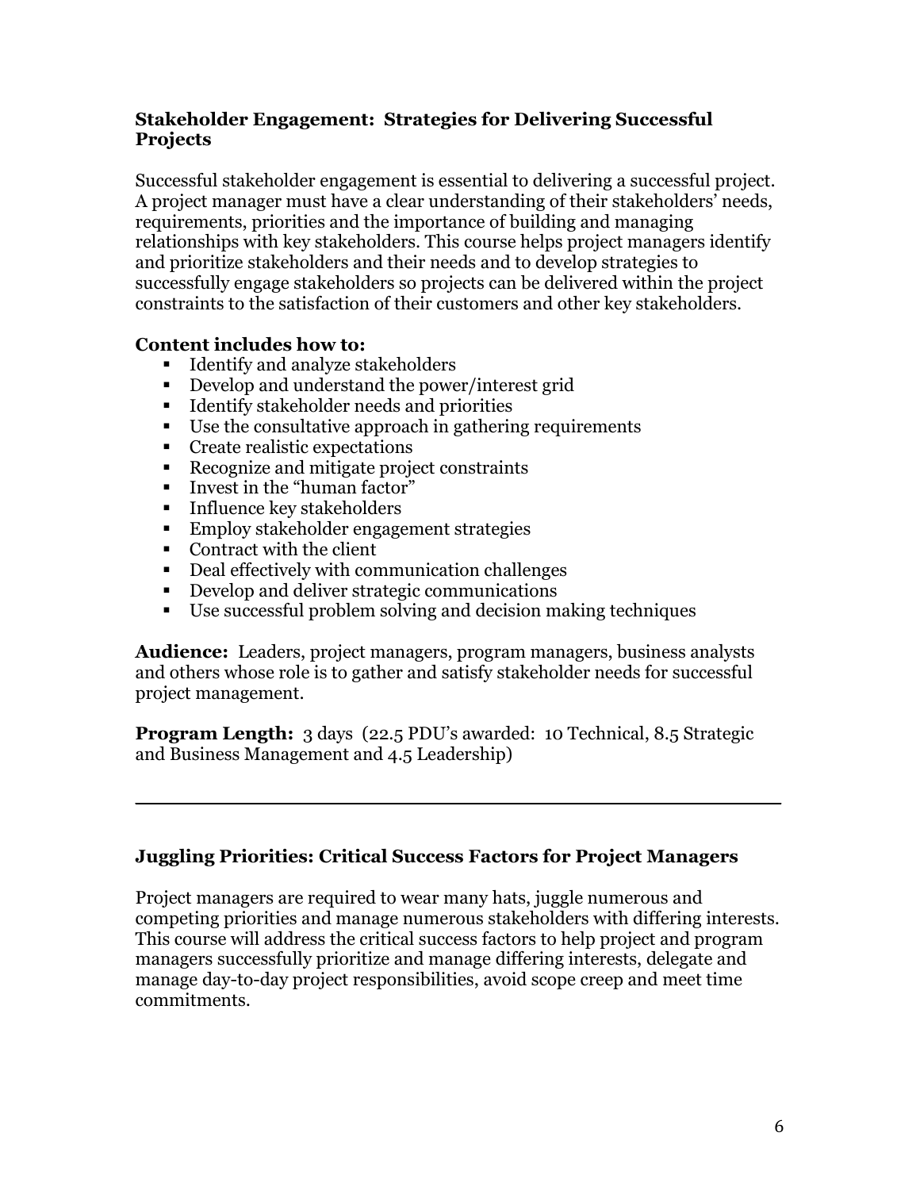## Stakeholder Engagement: Strategies for Delivering Successful Projects

Successful stakeholder engagement is essential to delivering a successful project. A project manager must have a clear understanding of their stakeholders' needs, requirements, priorities and the importance of building and managing relationships with key stakeholders. This course helps project managers identify and prioritize stakeholders and their needs and to develop strategies to successfully engage stakeholders so projects can be delivered within the project constraints to the satisfaction of their customers and other key stakeholders.

**Content includes how to:**

- Identify and analyze stakeholders
- Develop and understand the power/interest grid
- Identify stakeholder needs and priorities
- Use the consultative approach in gathering requirements
- Create realistic expectations
- Recognize and mitigate project constraints
- Invest in the "human factor"
- Influence key stakeholders
- Employ stakeholder engagement strategies
- Contract with the client
- Deal effectively with communication challenges
- Develop and deliver strategic communications
- Use successful problem solving and decision making techniques

**Audience:** Leaders, project managers, program managers, business analysts and others whose role is to gather and satisfy stakeholder needs for successful project management.

**Program Length:** 3 days (22.5 PDU's awarded: 10 Technical, 8.5 Strategic and Business Management and 4.5 Leadership)

---

## Juggling Priorities: Critical Success Factors for Project Managers

Project managers are required to wear many hats, juggle numerous and competing priorities and manage numerous stakeholders with differing interests. This course will address the critical success factors to help project and program managers successfully prioritize and manage differing interests, delegate and manage day-to-day project responsibilities, avoid scope creep and meet time commitments.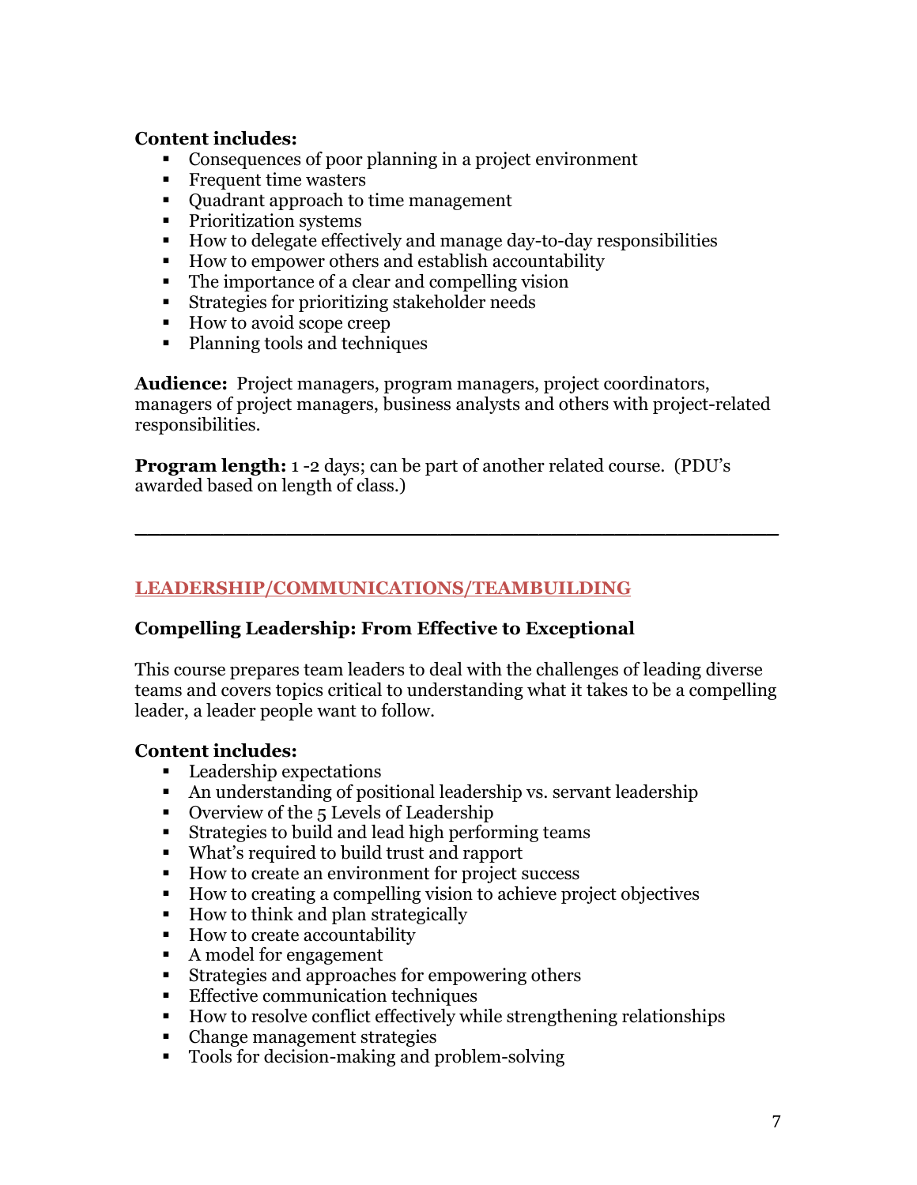**Content includes:**

- Consequences of poor planning in a project environment
- Frequent time wasters
- Quadrant approach to time management
- Prioritization systems
- How to delegate effectively and manage day-to-day responsibilities
- How to empower others and establish accountability
- The importance of a clear and compelling vision
- Strategies for prioritizing stakeholder needs
- How to avoid scope creep
- Planning tools and techniques

**Audience:** Project managers, program managers, project coordinators, managers of project managers, business analysts and others with project-related responsibilities.

**Program length:** 1 -2 days; can be part of another related course. (PDU's awarded based on length of class.)

---

## LEADERSHIP/COMMUNICATIONS/TEAMBUILDING

### Compelling Leadership: From Effective to Exceptional

This course prepares team leaders to deal with the challenges of leading diverse teams and covers topics critical to understanding what it takes to be a compelling leader, a leader people want to follow.

**Content includes:**

- Leadership expectations
- An understanding of positional leadership vs. servant leadership
- Overview of the 5 Levels of Leadership
- Strategies to build and lead high performing teams
- What's required to build trust and rapport
- How to create an environment for project success
- How to creating a compelling vision to achieve project objectives
- How to think and plan strategically
- How to create accountability
- A model for engagement
- Strategies and approaches for empowering others
- Effective communication techniques
- How to resolve conflict effectively while strengthening relationships
- Change management strategies
- Tools for decision-making and problem-solving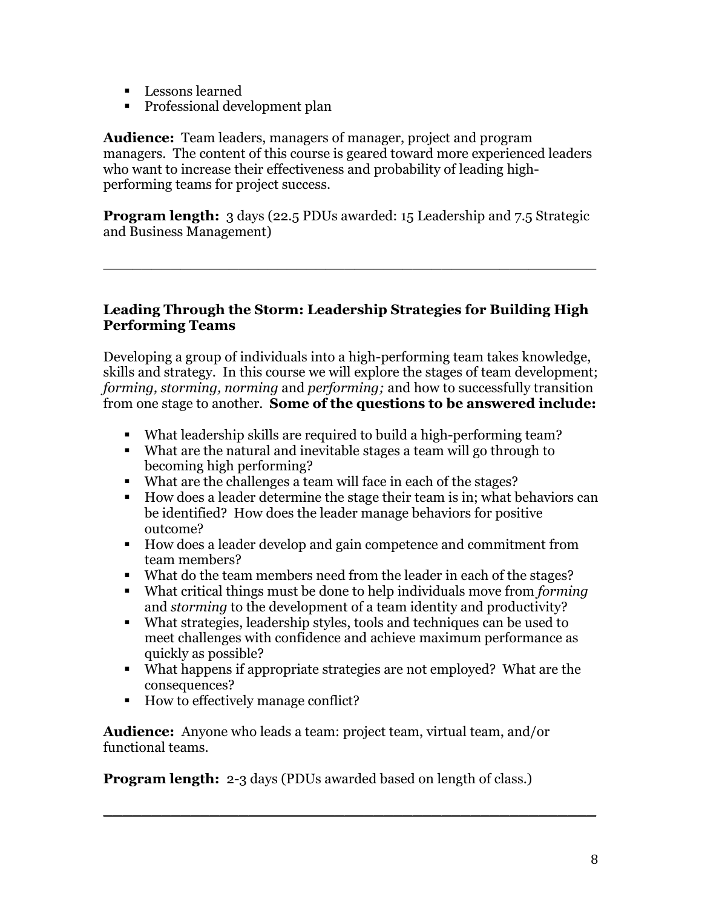- Lessons learned
- Professional development plan

**Audience:** Team leaders, managers of manager, project and program managers. The content of this course is geared toward more experienced leaders who want to increase their effectiveness and probability of leading high-performing teams for project success.

**Program length:** 3 days (22.5 PDUs awarded: 15 Leadership and 7.5 Strategic and Business Management)

---

### Leading Through the Storm: Leadership Strategies for Building High Performing Teams

Developing a group of individuals into a high-performing team takes knowledge, skills and strategy. In this course we will explore the stages of team development; *forming, storming, norming* and *performing;* and how to successfully transition from one stage to another. **Some of the questions to be answered include:**

- What leadership skills are required to build a high-performing team?
- What are the natural and inevitable stages a team will go through to becoming high performing?
- What are the challenges a team will face in each of the stages?
- How does a leader determine the stage their team is in; what behaviors can be identified? How does the leader manage behaviors for positive outcome?
- How does a leader develop and gain competence and commitment from team members?
- What do the team members need from the leader in each of the stages?
- What critical things must be done to help individuals move from *forming* and *storming* to the development of a team identity and productivity?
- What strategies, leadership styles, tools and techniques can be used to meet challenges with confidence and achieve maximum performance as quickly as possible?
- What happens if appropriate strategies are not employed? What are the consequences?
- How to effectively manage conflict?

**Audience:** Anyone who leads a team: project team, virtual team, and/or functional teams.

**Program length:** 2-3 days (PDUs awarded based on length of class.)

---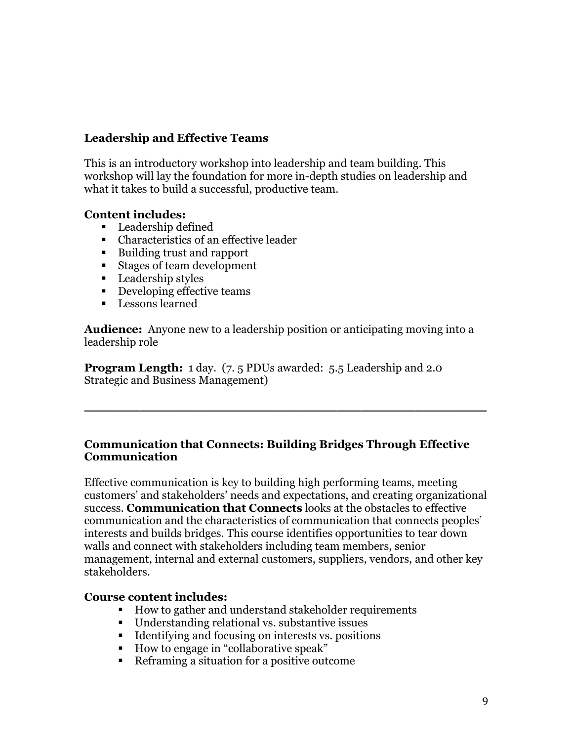### Leadership and Effective Teams

This is an introductory workshop into leadership and team building. This workshop will lay the foundation for more in-depth studies on leadership and what it takes to build a successful, productive team.

**Content includes:**

- Leadership defined
- Characteristics of an effective leader
- Building trust and rapport
- Stages of team development
- Leadership styles
- Developing effective teams
- Lessons learned

**Audience:** Anyone new to a leadership position or anticipating moving into a leadership role

**Program Length:** 1 day. (7. 5 PDUs awarded: 5.5 Leadership and 2.0 Strategic and Business Management)

---

### Communication that Connects: Building Bridges Through Effective Communication

Effective communication is key to building high performing teams, meeting customers' and stakeholders' needs and expectations, and creating organizational success. **Communication that Connects** looks at the obstacles to effective communication and the characteristics of communication that connects peoples' interests and builds bridges. This course identifies opportunities to tear down walls and connect with stakeholders including team members, senior management, internal and external customers, suppliers, vendors, and other key stakeholders.

**Course content includes:**

- How to gather and understand stakeholder requirements
- Understanding relational vs. substantive issues
- Identifying and focusing on interests vs. positions
- How to engage in "collaborative speak"
- Reframing a situation for a positive outcome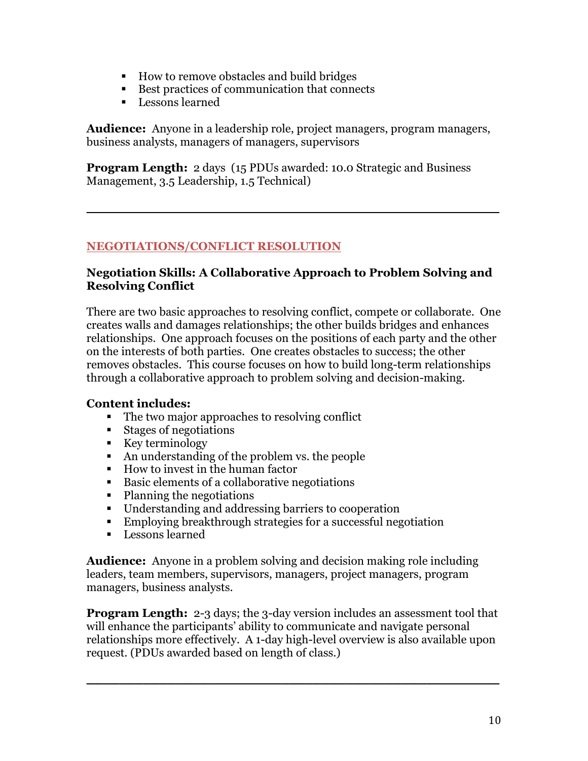- How to remove obstacles and build bridges
- Best practices of communication that connects
- Lessons learned

**Audience:** Anyone in a leadership role, project managers, program managers, business analysts, managers of managers, supervisors

**Program Length:** 2 days (15 PDUs awarded: 10.0 Strategic and Business Management, 3.5 Leadership, 1.5 Technical)

---

## NEGOTIATIONS/CONFLICT RESOLUTION

### Negotiation Skills: A Collaborative Approach to Problem Solving and Resolving Conflict

There are two basic approaches to resolving conflict, compete or collaborate. One creates walls and damages relationships; the other builds bridges and enhances relationships. One approach focuses on the positions of each party and the other on the interests of both parties. One creates obstacles to success; the other removes obstacles. This course focuses on how to build long-term relationships through a collaborative approach to problem solving and decision-making.

**Content includes:**

- The two major approaches to resolving conflict
- Stages of negotiations
- Key terminology
- An understanding of the problem vs. the people
- How to invest in the human factor
- Basic elements of a collaborative negotiations
- Planning the negotiations
- Understanding and addressing barriers to cooperation
- Employing breakthrough strategies for a successful negotiation
- Lessons learned

**Audience:** Anyone in a problem solving and decision making role including leaders, team members, supervisors, managers, project managers, program managers, business analysts.

**Program Length:** 2-3 days; the 3-day version includes an assessment tool that will enhance the participants' ability to communicate and navigate personal relationships more effectively. A 1-day high-level overview is also available upon request. (PDUs awarded based on length of class.)

---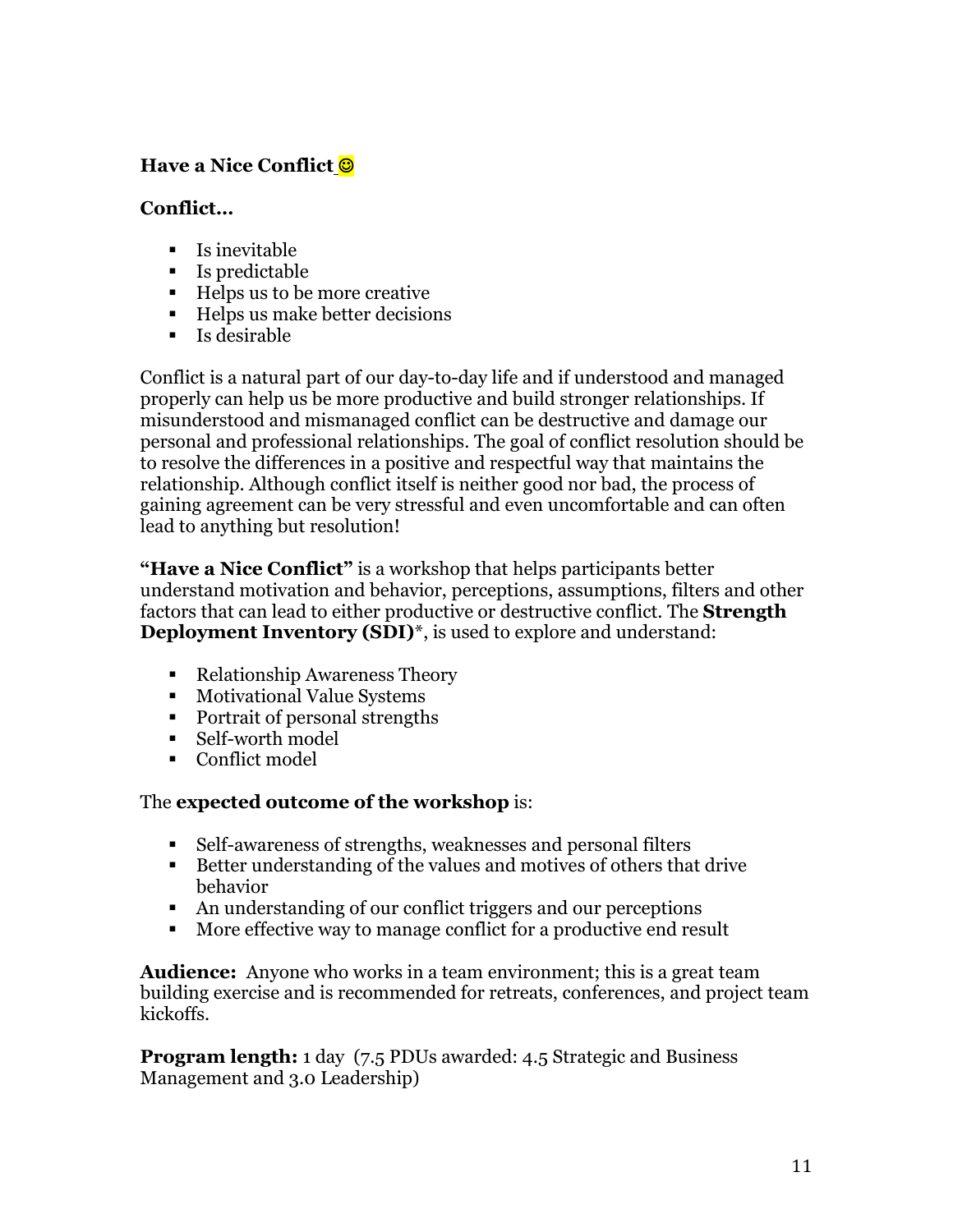**Have a Nice Conflict ☺**

**Conflict…**

- Is inevitable
- Is predictable
- Helps us to be more creative
- Helps us make better decisions
- Is desirable

Conflict is a natural part of our day-to-day life and if understood and managed properly can help us be more productive and build stronger relationships. If misunderstood and mismanaged conflict can be destructive and damage our personal and professional relationships. The goal of conflict resolution should be to resolve the differences in a positive and respectful way that maintains the relationship. Although conflict itself is neither good nor bad, the process of gaining agreement can be very stressful and even uncomfortable and can often lead to anything but resolution!

**"Have a Nice Conflict"** is a workshop that helps participants better understand motivation and behavior, perceptions, assumptions, filters and other factors that can lead to either productive or destructive conflict. The **Strength Deployment Inventory (SDI)***, is used to explore and understand:

- Relationship Awareness Theory
- Motivational Value Systems
- Portrait of personal strengths
- Self-worth model
- Conflict model

The **expected outcome of the workshop** is:

- Self-awareness of strengths, weaknesses and personal filters
- Better understanding of the values and motives of others that drive behavior
- An understanding of our conflict triggers and our perceptions
- More effective way to manage conflict for a productive end result

**Audience:** Anyone who works in a team environment; this is a great team building exercise and is recommended for retreats, conferences, and project team kickoffs.

**Program length:** 1 day (7.5 PDUs awarded: 4.5 Strategic and Business Management and 3.0 Leadership)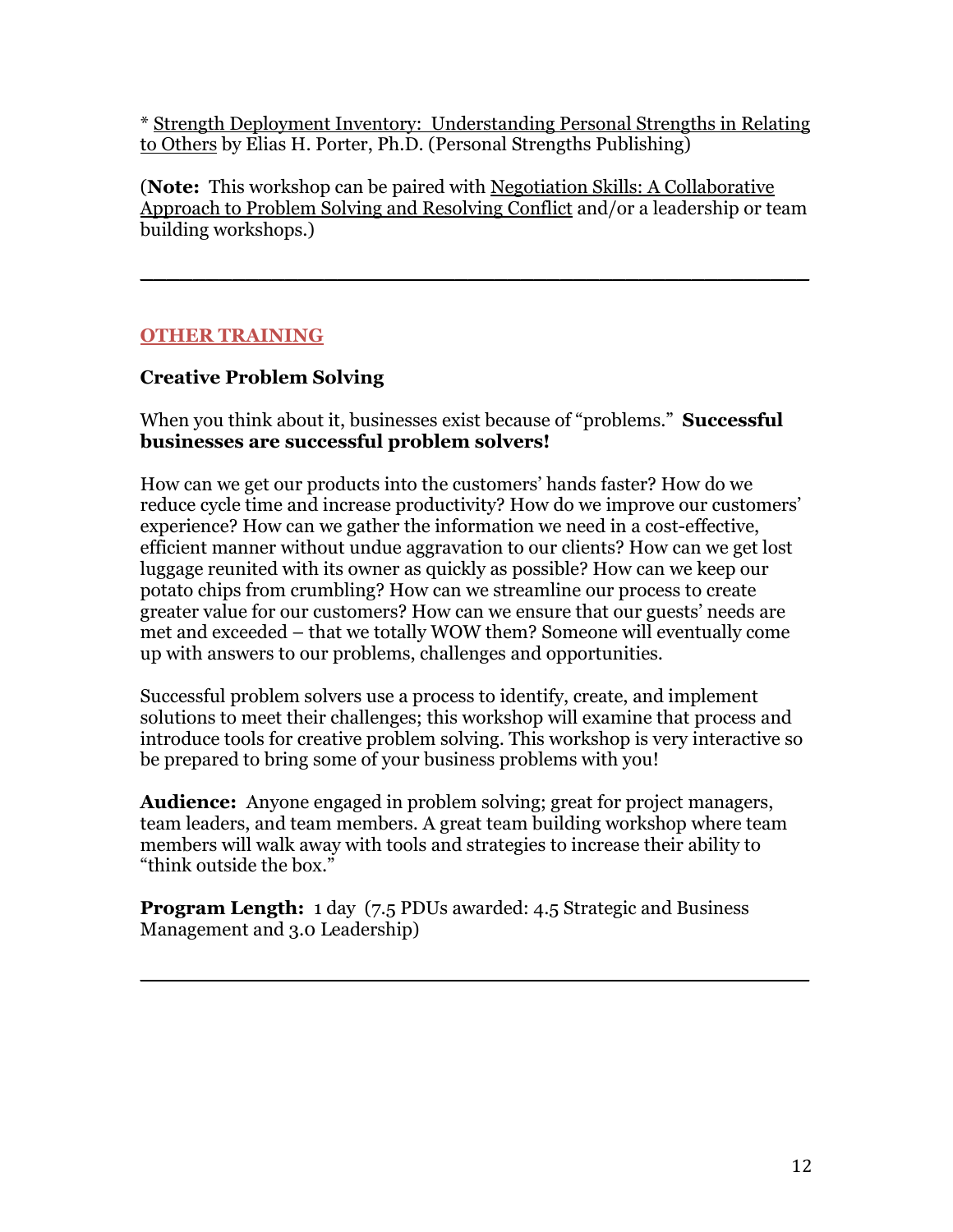* Strength Deployment Inventory: Understanding Personal Strengths in Relating to Others by Elias H. Porter, Ph.D. (Personal Strengths Publishing)

(**Note:** This workshop can be paired with Negotiation Skills: A Collaborative Approach to Problem Solving and Resolving Conflict and/or a leadership or team building workshops.)

---

## OTHER TRAINING

### Creative Problem Solving

When you think about it, businesses exist because of "problems." **Successful businesses are successful problem solvers!**

How can we get our products into the customers' hands faster? How do we reduce cycle time and increase productivity? How do we improve our customers' experience? How can we gather the information we need in a cost-effective, efficient manner without undue aggravation to our clients? How can we get lost luggage reunited with its owner as quickly as possible? How can we keep our potato chips from crumbling? How can we streamline our process to create greater value for our customers? How can we ensure that our guests' needs are met and exceeded – that we totally WOW them? Someone will eventually come up with answers to our problems, challenges and opportunities.

Successful problem solvers use a process to identify, create, and implement solutions to meet their challenges; this workshop will examine that process and introduce tools for creative problem solving. This workshop is very interactive so be prepared to bring some of your business problems with you!

**Audience:** Anyone engaged in problem solving; great for project managers, team leaders, and team members. A great team building workshop where team members will walk away with tools and strategies to increase their ability to "think outside the box."

**Program Length:** 1 day (7.5 PDUs awarded: 4.5 Strategic and Business Management and 3.0 Leadership)

---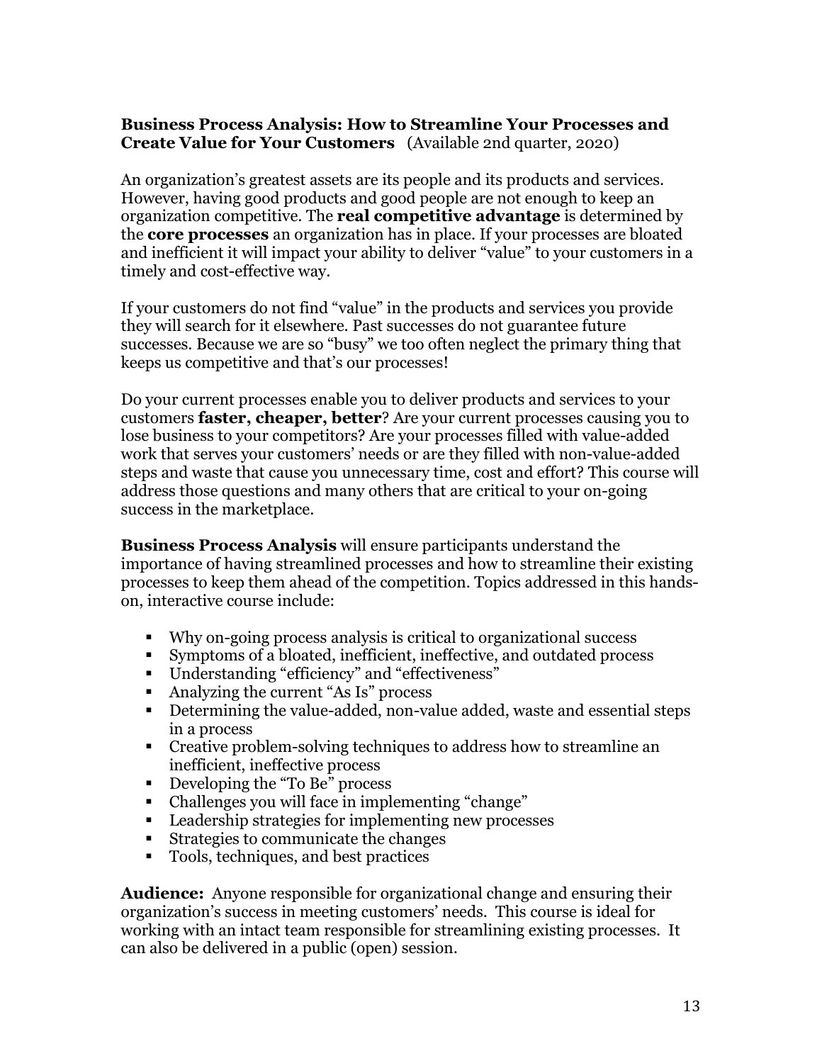**Business Process Analysis: How to Streamline Your Processes and Create Value for Your Customers** (Available 2nd quarter, 2020)

An organization's greatest assets are its people and its products and services. However, having good products and good people are not enough to keep an organization competitive. The **real competitive advantage** is determined by the **core processes** an organization has in place. If your processes are bloated and inefficient it will impact your ability to deliver "value" to your customers in a timely and cost-effective way.

If your customers do not find "value" in the products and services you provide they will search for it elsewhere. Past successes do not guarantee future successes. Because we are so "busy" we too often neglect the primary thing that keeps us competitive and that's our processes!

Do your current processes enable you to deliver products and services to your customers **faster, cheaper, better**? Are your current processes causing you to lose business to your competitors? Are your processes filled with value-added work that serves your customers' needs or are they filled with non-value-added steps and waste that cause you unnecessary time, cost and effort? This course will address those questions and many others that are critical to your on-going success in the marketplace.

**Business Process Analysis** will ensure participants understand the importance of having streamlined processes and how to streamline their existing processes to keep them ahead of the competition. Topics addressed in this hands-on, interactive course include:

- Why on-going process analysis is critical to organizational success
- Symptoms of a bloated, inefficient, ineffective, and outdated process
- Understanding "efficiency" and "effectiveness"
- Analyzing the current "As Is" process
- Determining the value-added, non-value added, waste and essential steps in a process
- Creative problem-solving techniques to address how to streamline an inefficient, ineffective process
- Developing the "To Be" process
- Challenges you will face in implementing "change"
- Leadership strategies for implementing new processes
- Strategies to communicate the changes
- Tools, techniques, and best practices

**Audience:** Anyone responsible for organizational change and ensuring their organization's success in meeting customers' needs. This course is ideal for working with an intact team responsible for streamlining existing processes. It can also be delivered in a public (open) session.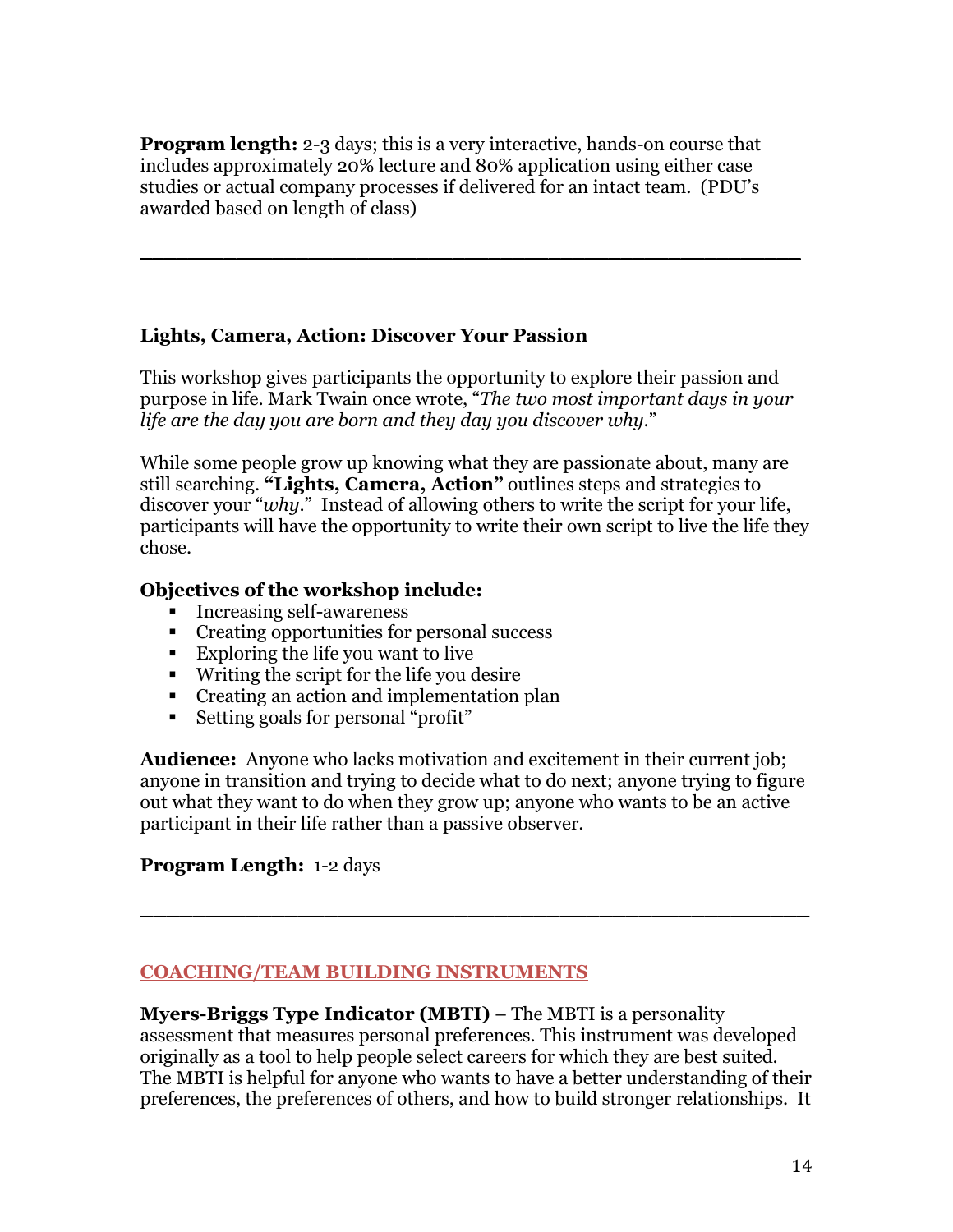**Program length:** 2-3 days; this is a very interactive, hands-on course that includes approximately 20% lecture and 80% application using either case studies or actual company processes if delivered for an intact team. (PDU's awarded based on length of class)

---

### Lights, Camera, Action: Discover Your Passion

This workshop gives participants the opportunity to explore their passion and purpose in life. Mark Twain once wrote, "*The two most important days in your life are the day you are born and they day you discover why.*"

While some people grow up knowing what they are passionate about, many are still searching. **"Lights, Camera, Action"** outlines steps and strategies to discover your "*why*." Instead of allowing others to write the script for your life, participants will have the opportunity to write their own script to live the life they chose.

**Objectives of the workshop include:**

- Increasing self-awareness
- Creating opportunities for personal success
- Exploring the life you want to live
- Writing the script for the life you desire
- Creating an action and implementation plan
- Setting goals for personal "profit"

**Audience:** Anyone who lacks motivation and excitement in their current job; anyone in transition and trying to decide what to do next; anyone trying to figure out what they want to do when they grow up; anyone who wants to be an active participant in their life rather than a passive observer.

**Program Length:** 1-2 days

---

## COACHING/TEAM BUILDING INSTRUMENTS

**Myers-Briggs Type Indicator (MBTI)** – The MBTI is a personality assessment that measures personal preferences. This instrument was developed originally as a tool to help people select careers for which they are best suited. The MBTI is helpful for anyone who wants to have a better understanding of their preferences, the preferences of others, and how to build stronger relationships. It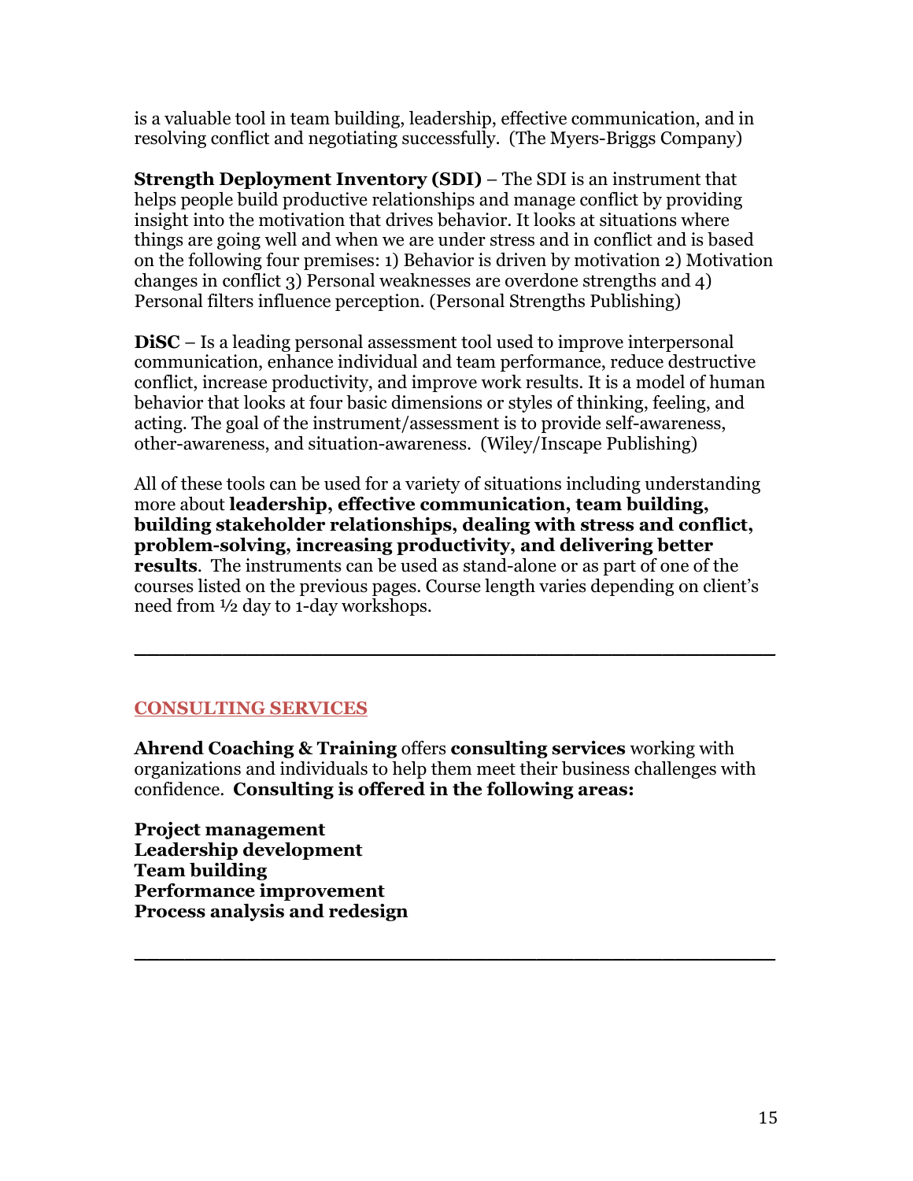is a valuable tool in team building, leadership, effective communication, and in resolving conflict and negotiating successfully. (The Myers-Briggs Company)

**Strength Deployment Inventory (SDI)** – The SDI is an instrument that helps people build productive relationships and manage conflict by providing insight into the motivation that drives behavior. It looks at situations where things are going well and when we are under stress and in conflict and is based on the following four premises: 1) Behavior is driven by motivation 2) Motivation changes in conflict 3) Personal weaknesses are overdone strengths and 4) Personal filters influence perception. (Personal Strengths Publishing)

**DiSC** – Is a leading personal assessment tool used to improve interpersonal communication, enhance individual and team performance, reduce destructive conflict, increase productivity, and improve work results. It is a model of human behavior that looks at four basic dimensions or styles of thinking, feeling, and acting. The goal of the instrument/assessment is to provide self-awareness, other-awareness, and situation-awareness. (Wiley/Inscape Publishing)

All of these tools can be used for a variety of situations including understanding more about **leadership, effective communication, team building, building stakeholder relationships, dealing with stress and conflict, problem-solving, increasing productivity, and delivering better results**. The instruments can be used as stand-alone or as part of one of the courses listed on the previous pages. Course length varies depending on client's need from ½ day to 1-day workshops.

---

## CONSULTING SERVICES

**Ahrend Coaching & Training** offers **consulting services** working with organizations and individuals to help them meet their business challenges with confidence. **Consulting is offered in the following areas:**

**Project management**
**Leadership development**
**Team building**
**Performance improvement**
**Process analysis and redesign**

---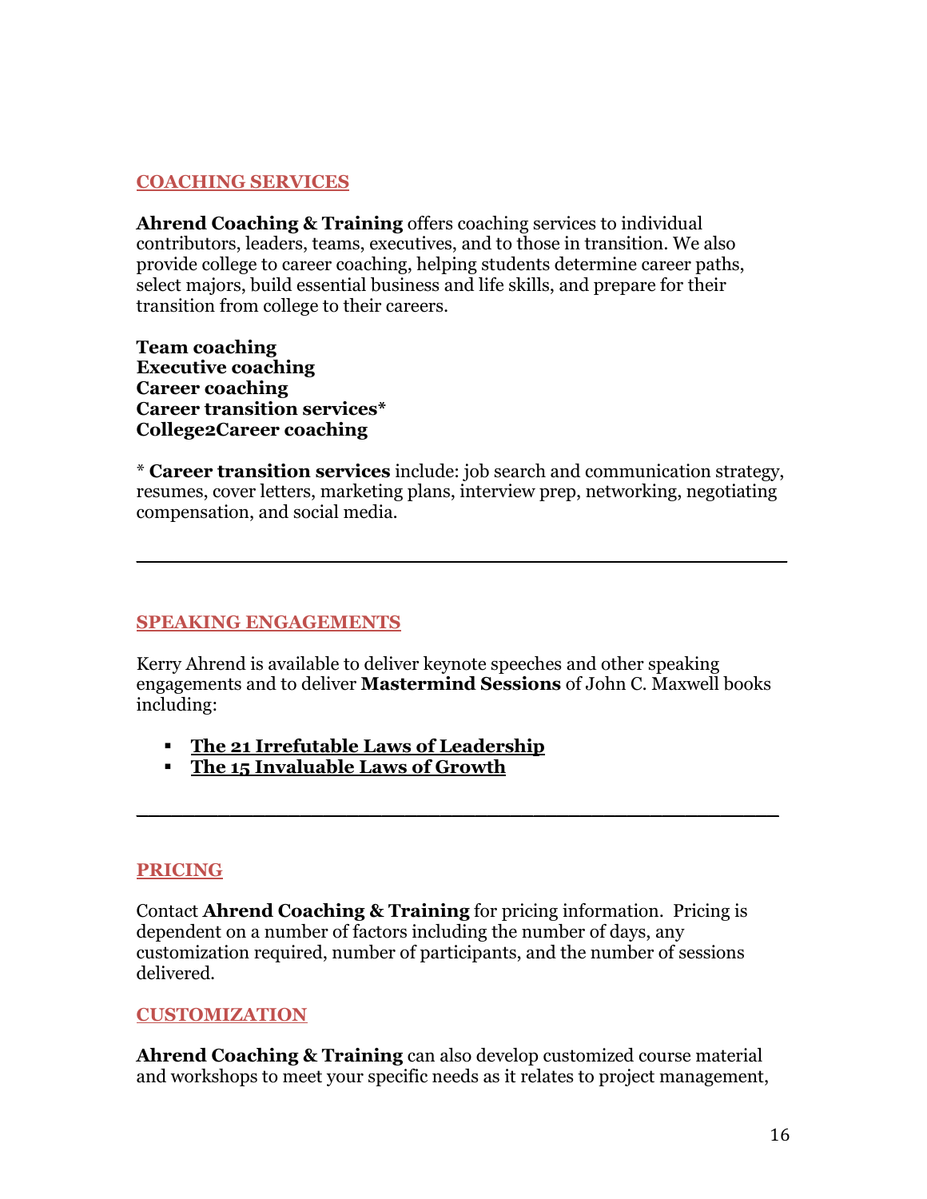## COACHING SERVICES

**Ahrend Coaching & Training** offers coaching services to individual contributors, leaders, teams, executives, and to those in transition. We also provide college to career coaching, helping students determine career paths, select majors, build essential business and life skills, and prepare for their transition from college to their careers.

**Team coaching**
**Executive coaching**
**Career coaching**
**Career transition services***
**College2Career coaching**

* **Career transition services** include: job search and communication strategy, resumes, cover letters, marketing plans, interview prep, networking, negotiating compensation, and social media.

---

## SPEAKING ENGAGEMENTS

Kerry Ahrend is available to deliver keynote speeches and other speaking engagements and to deliver **Mastermind Sessions** of John C. Maxwell books including:

- **The 21 Irrefutable Laws of Leadership**
- **The 15 Invaluable Laws of Growth**

---

## PRICING

Contact **Ahrend Coaching & Training** for pricing information. Pricing is dependent on a number of factors including the number of days, any customization required, number of participants, and the number of sessions delivered.

## CUSTOMIZATION

**Ahrend Coaching & Training** can also develop customized course material and workshops to meet your specific needs as it relates to project management,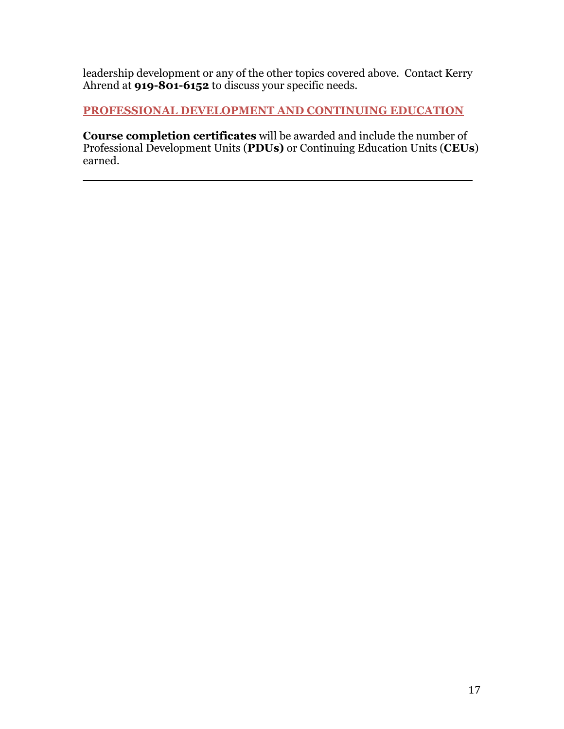leadership development or any of the other topics covered above. Contact Kerry Ahrend at **919-801-6152** to discuss your specific needs.

## PROFESSIONAL DEVELOPMENT AND CONTINUING EDUCATION

**Course completion certificates** will be awarded and include the number of Professional Development Units (**PDUs)** or Continuing Education Units (**CEUs**) earned.

---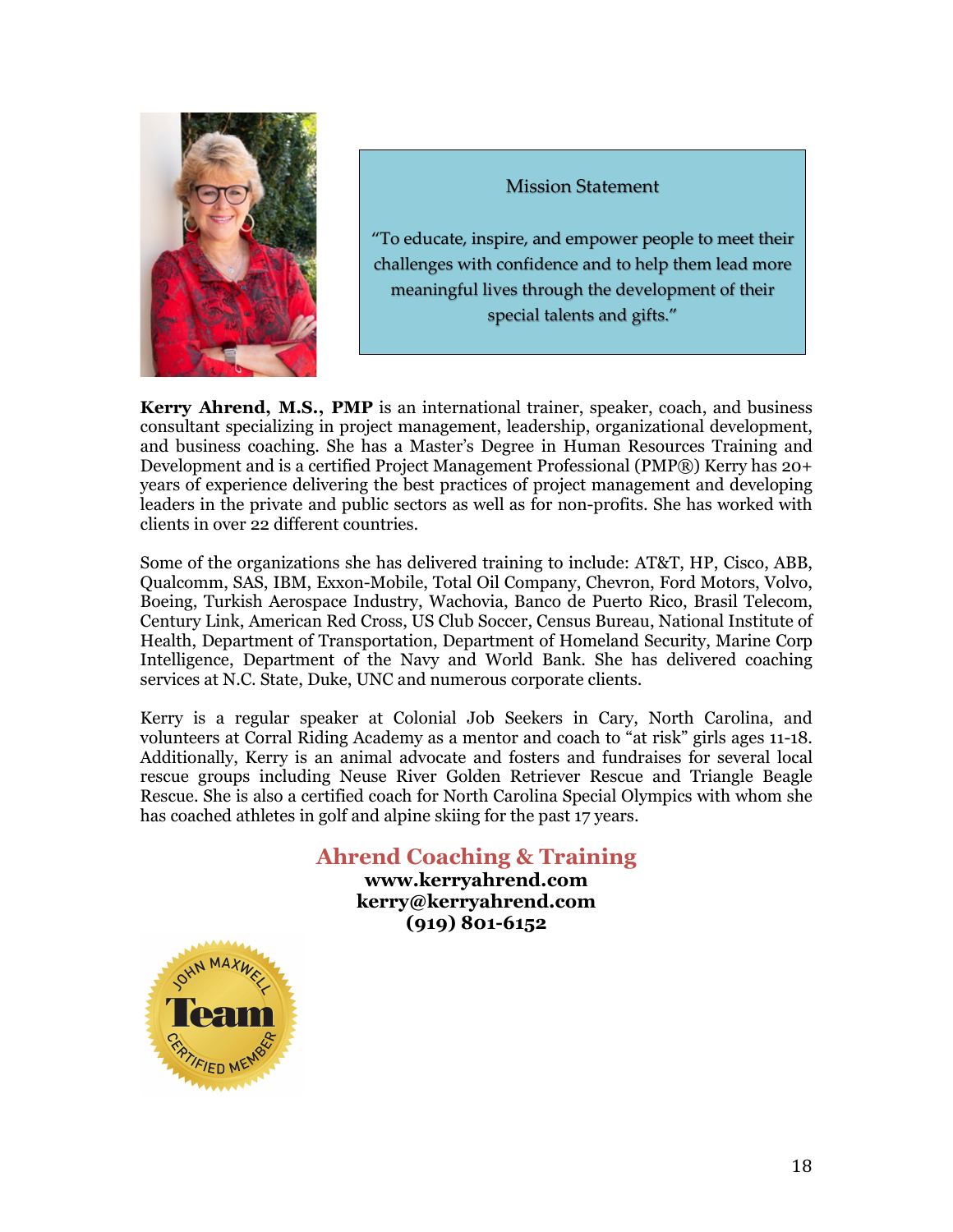Mission Statement

"To educate, inspire, and empower people to meet their challenges with confidence and to help them lead more meaningful lives through the development of their special talents and gifts."

**Kerry Ahrend, M.S., PMP** is an international trainer, speaker, coach, and business consultant specializing in project management, leadership, organizational development, and business coaching. She has a Master's Degree in Human Resources Training and Development and is a certified Project Management Professional (PMP®) Kerry has 20+ years of experience delivering the best practices of project management and developing leaders in the private and public sectors as well as for non-profits. She has worked with clients in over 22 different countries.

Some of the organizations she has delivered training to include: AT&T, HP, Cisco, ABB, Qualcomm, SAS, IBM, Exxon-Mobile, Total Oil Company, Chevron, Ford Motors, Volvo, Boeing, Turkish Aerospace Industry, Wachovia, Banco de Puerto Rico, Brasil Telecom, Century Link, American Red Cross, US Club Soccer, Census Bureau, National Institute of Health, Department of Transportation, Department of Homeland Security, Marine Corp Intelligence, Department of the Navy and World Bank. She has delivered coaching services at N.C. State, Duke, UNC and numerous corporate clients.

Kerry is a regular speaker at Colonial Job Seekers in Cary, North Carolina, and volunteers at Corral Riding Academy as a mentor and coach to "at risk" girls ages 11-18. Additionally, Kerry is an animal advocate and fosters and fundraises for several local rescue groups including Neuse River Golden Retriever Rescue and Triangle Beagle Rescue. She is also a certified coach for North Carolina Special Olympics with whom she has coached athletes in golf and alpine skiing for the past 17 years.

**Ahrend Coaching & Training**
**www.kerryahrend.com**
**kerry@kerryahrend.com**
**(919) 801-6152**

JOHN MAXWELL Team CERTIFIED MEMBER